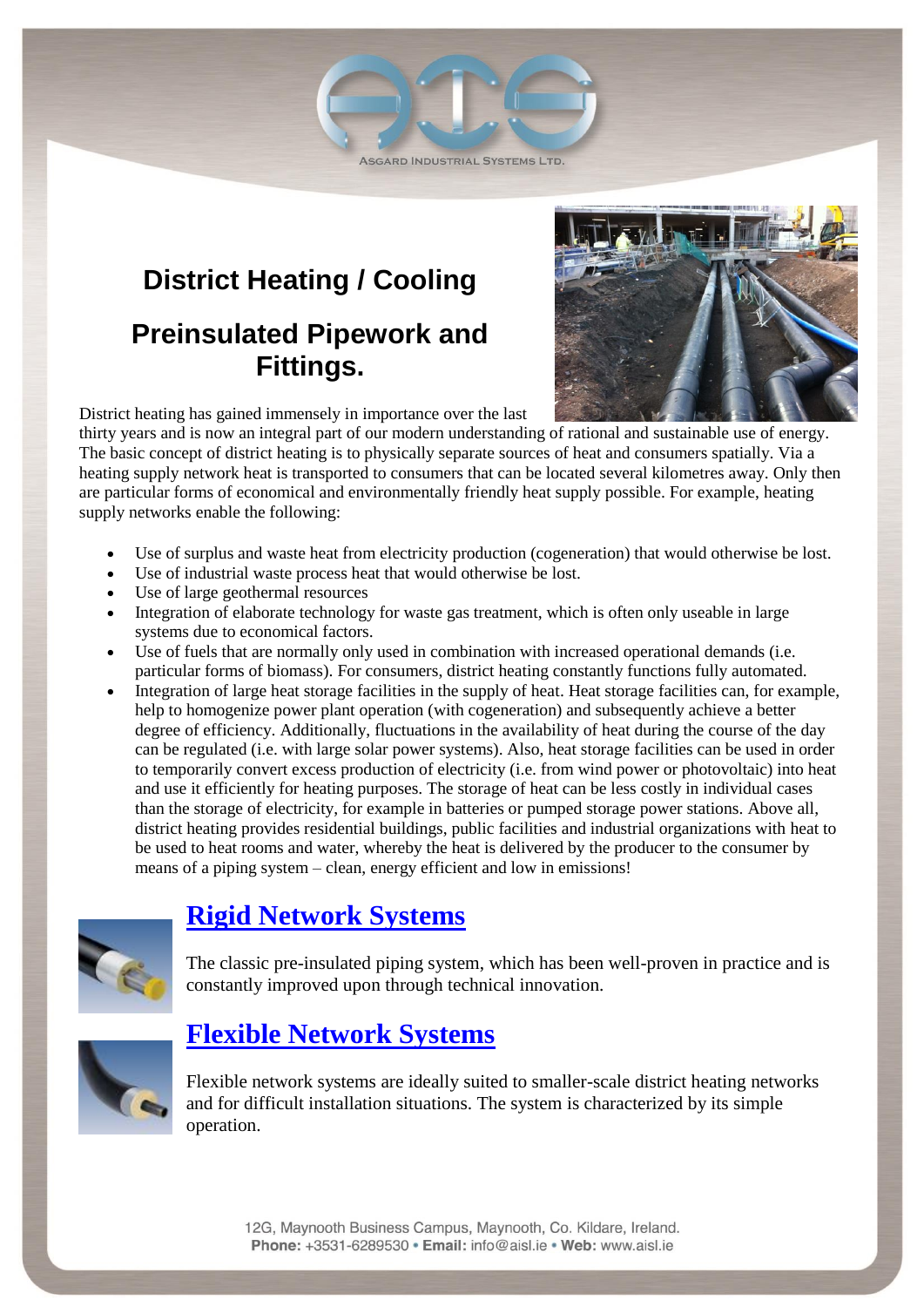ASGARD INDUSTRIAL SYSTEMS LTD.

# District Heating / Cooling

## Preinsulated Pipework and Fittings.

District heating has gained immensely in importance over the last thirty years and is now an integral part of our modern understanding of rational and sustainable use of energy. The basic concept of district heating is to physically separate sources of heat and consumers spatially. Via a heating supply network heat is transported to consumers that can be located several kilometres away. Only then are particular forms of economical and environmentally friendly heat supply possible. For example, heating supply networks enable the following:

- Use of surplus and waste heat from electricity production (cogeneration) that would otherwise be lost.
- Use of industrial waste process heat that would otherwise be lost.
- Use of large geothermal resources
- Integration of elaborate technology for waste gas treatment, which is often only useable in large systems due to economical factors.
- Use of fuels that are normally only used in combination with increased operational demands (i.e. particular forms of biomass). For consumers, district heating constantly functions fully automated.
- Integration of large heat storage facilities in the supply of heat. Heat storage facilities can, for example, help to homogenize power plant operation (with cogeneration) and subsequently achieve a better degree of efficiency. Additionally, fluctuations in the availability of heat during the course of the day can be regulated (i.e. with large solar power systems). Also, heat storage facilities can be used in order to temporarily convert excess production of electricity (i.e. from wind power or photovoltaic) into heat and use it efficiently for heating purposes. The storage of heat can be less costly in individual cases than the storage of electricity, for example in batteries or pumped storage power stations. Above all, district heating provides residential buildings, public facilities and industrial organizations with heat to be used to heat rooms and water, whereby the heat is delivered by the producer to the consumer by means of a piping system – clean, energy efficient and low in emissions!

## Rigid Network Systems

The classic pre-insulated piping system, which has been well-proven in practice and is constantly improved upon through technical innovation.

## Flexible Network Systems

Flexible network systems are ideally suited to smaller-scale district heating networks and for difficult installation situations. The system is characterized by its simple operation.

12G, Maynooth Business Campus, Maynooth, Co. Kildare, Ireland.
**Phone:** +3531-6289530 • **Email:** info@aisl.ie • **Web:** www.aisl.ie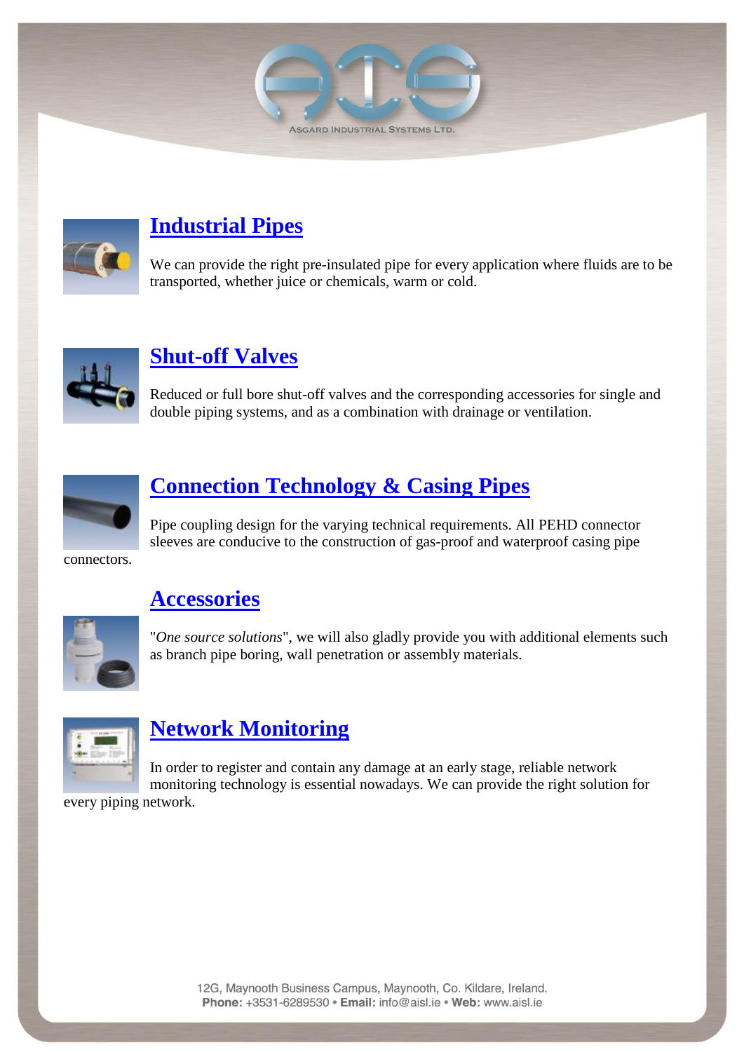## Industrial Pipes

We can provide the right pre-insulated pipe for every application where fluids are to be transported, whether juice or chemicals, warm or cold.

## Shut-off Valves

Reduced or full bore shut-off valves and the corresponding accessories for single and double piping systems, and as a combination with drainage or ventilation.

## Connection Technology & Casing Pipes

Pipe coupling design for the varying technical requirements. All PEHD connector sleeves are conducive to the construction of gas-proof and waterproof casing pipe connectors.

## Accessories

"*One source solutions*", we will also gladly provide you with additional elements such as branch pipe boring, wall penetration or assembly materials.

## Network Monitoring

In order to register and contain any damage at an early stage, reliable network monitoring technology is essential nowadays. We can provide the right solution for every piping network.

12G, Maynooth Business Campus, Maynooth, Co. Kildare, Ireland.
**Phone:** +3531-6289530 • **Email:** info@aisl.ie • **Web:** www.aisl.ie